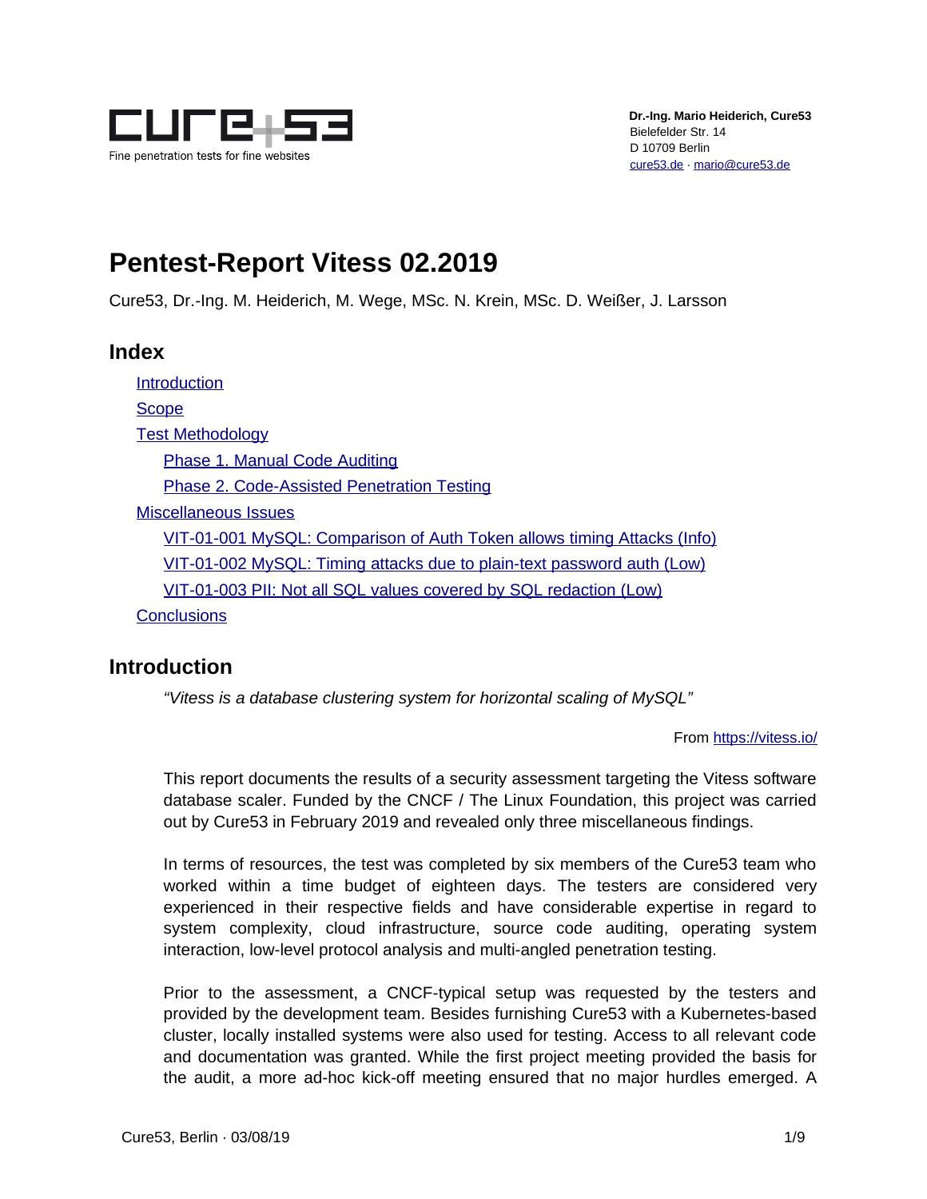Dr.-Ing. Mario Heiderich, Cure53
Bielefelder Str. 14
D 10709 Berlin
cure53.de · mario@cure53.de

# Pentest-Report Vitess 02.2019

Cure53, Dr.-Ing. M. Heiderich, M. Wege, MSc. N. Krein, MSc. D. Weißer, J. Larsson

## Index

- Introduction
- Scope
- Test Methodology
  - Phase 1. Manual Code Auditing
  - Phase 2. Code-Assisted Penetration Testing
- Miscellaneous Issues
  - VIT-01-001 MySQL: Comparison of Auth Token allows timing Attacks (Info)
  - VIT-01-002 MySQL: Timing attacks due to plain-text password auth (Low)
  - VIT-01-003 PII: Not all SQL values covered by SQL redaction (Low)
- Conclusions

## Introduction

*"Vitess is a database clustering system for horizontal scaling of MySQL"*

From https://vitess.io/

This report documents the results of a security assessment targeting the Vitess software database scaler. Funded by the CNCF / The Linux Foundation, this project was carried out by Cure53 in February 2019 and revealed only three miscellaneous findings.

In terms of resources, the test was completed by six members of the Cure53 team who worked within a time budget of eighteen days. The testers are considered very experienced in their respective fields and have considerable expertise in regard to system complexity, cloud infrastructure, source code auditing, operating system interaction, low-level protocol analysis and multi-angled penetration testing.

Prior to the assessment, a CNCF-typical setup was requested by the testers and provided by the development team. Besides furnishing Cure53 with a Kubernetes-based cluster, locally installed systems were also used for testing. Access to all relevant code and documentation was granted. While the first project meeting provided the basis for the audit, a more ad-hoc kick-off meeting ensured that no major hurdles emerged. A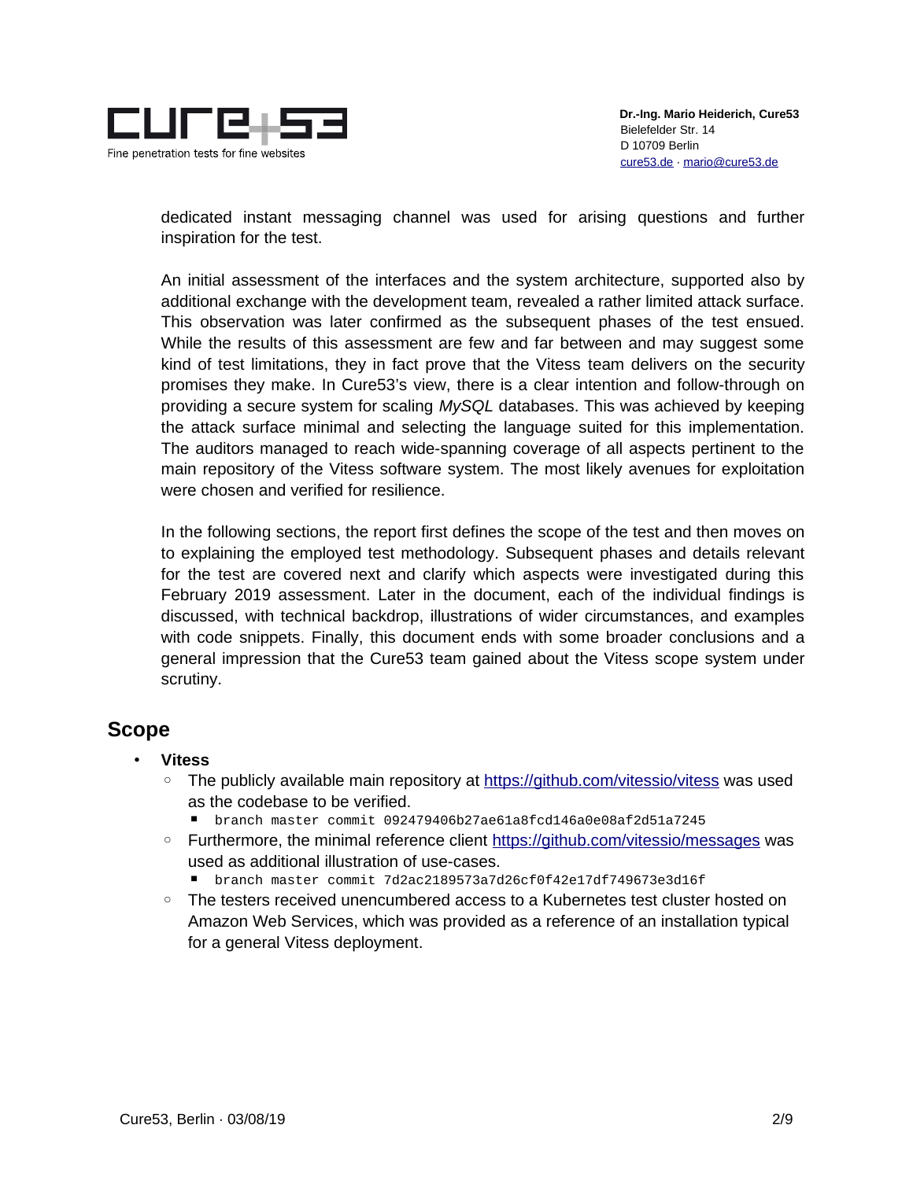dedicated instant messaging channel was used for arising questions and further inspiration for the test.

An initial assessment of the interfaces and the system architecture, supported also by additional exchange with the development team, revealed a rather limited attack surface. This observation was later confirmed as the subsequent phases of the test ensued. While the results of this assessment are few and far between and may suggest some kind of test limitations, they in fact prove that the Vitess team delivers on the security promises they make. In Cure53's view, there is a clear intention and follow-through on providing a secure system for scaling *MySQL* databases. This was achieved by keeping the attack surface minimal and selecting the language suited for this implementation. The auditors managed to reach wide-spanning coverage of all aspects pertinent to the main repository of the Vitess software system. The most likely avenues for exploitation were chosen and verified for resilience.

In the following sections, the report first defines the scope of the test and then moves on to explaining the employed test methodology. Subsequent phases and details relevant for the test are covered next and clarify which aspects were investigated during this February 2019 assessment. Later in the document, each of the individual findings is discussed, with technical backdrop, illustrations of wider circumstances, and examples with code snippets. Finally, this document ends with some broader conclusions and a general impression that the Cure53 team gained about the Vitess scope system under scrutiny.

## Scope

- **Vitess**
  - The publicly available main repository at https://github.com/vitessio/vitess was used as the codebase to be verified.
    - `branch master commit 092479406b27ae61a8fcd146a0e08af2d51a7245`
  - Furthermore, the minimal reference client https://github.com/vitessio/messages was used as additional illustration of use-cases.
    - `branch master commit 7d2ac2189573a7d26cf0f42e17df749673e3d16f`
  - The testers received unencumbered access to a Kubernetes test cluster hosted on Amazon Web Services, which was provided as a reference of an installation typical for a general Vitess deployment.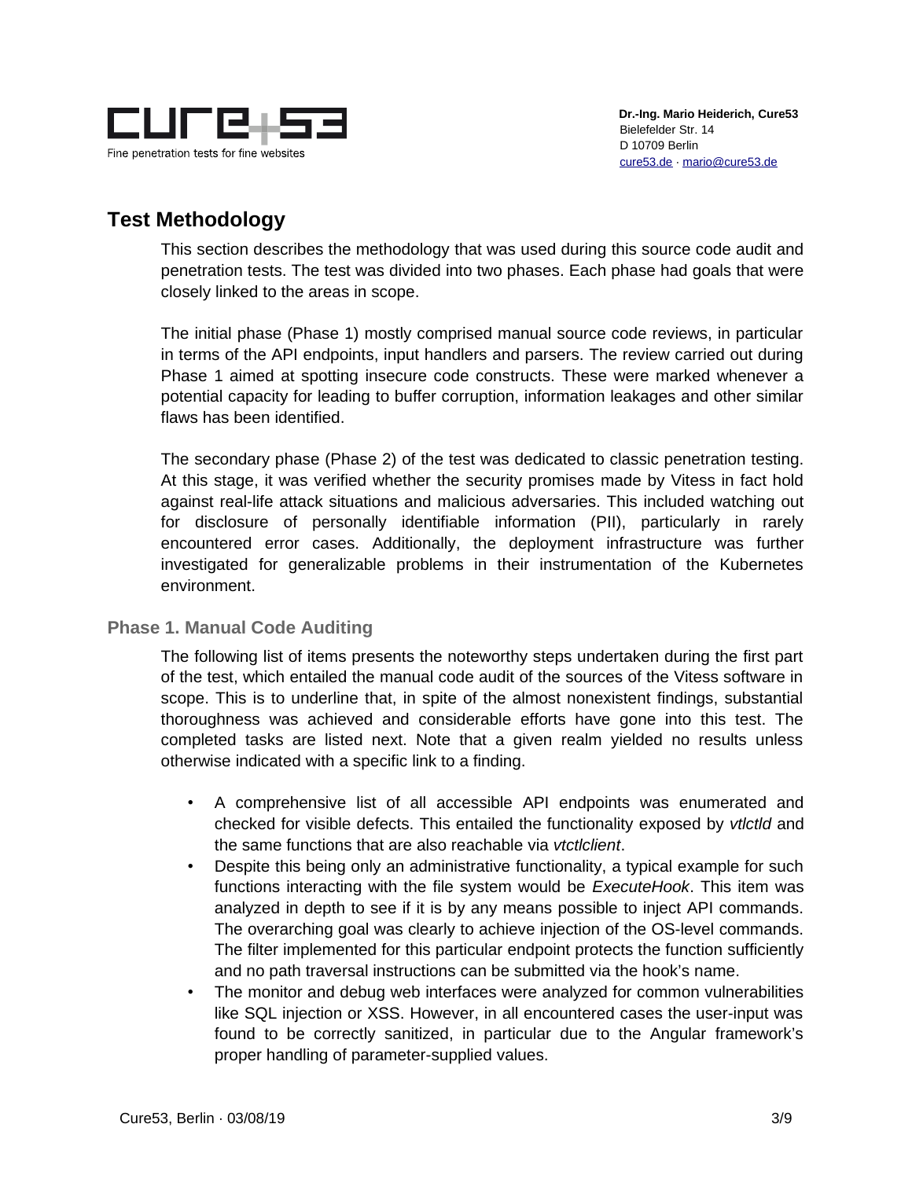## Test Methodology

This section describes the methodology that was used during this source code audit and penetration tests. The test was divided into two phases. Each phase had goals that were closely linked to the areas in scope.

The initial phase (Phase 1) mostly comprised manual source code reviews, in particular in terms of the API endpoints, input handlers and parsers. The review carried out during Phase 1 aimed at spotting insecure code constructs. These were marked whenever a potential capacity for leading to buffer corruption, information leakages and other similar flaws has been identified.

The secondary phase (Phase 2) of the test was dedicated to classic penetration testing. At this stage, it was verified whether the security promises made by Vitess in fact hold against real-life attack situations and malicious adversaries. This included watching out for disclosure of personally identifiable information (PII), particularly in rarely encountered error cases. Additionally, the deployment infrastructure was further investigated for generalizable problems in their instrumentation of the Kubernetes environment.

### Phase 1. Manual Code Auditing

The following list of items presents the noteworthy steps undertaken during the first part of the test, which entailed the manual code audit of the sources of the Vitess software in scope. This is to underline that, in spite of the almost nonexistent findings, substantial thoroughness was achieved and considerable efforts have gone into this test. The completed tasks are listed next. Note that a given realm yielded no results unless otherwise indicated with a specific link to a finding.

- A comprehensive list of all accessible API endpoints was enumerated and checked for visible defects. This entailed the functionality exposed by *vtlctld* and the same functions that are also reachable via *vtctlclient*.
- Despite this being only an administrative functionality, a typical example for such functions interacting with the file system would be *ExecuteHook*. This item was analyzed in depth to see if it is by any means possible to inject API commands. The overarching goal was clearly to achieve injection of the OS-level commands. The filter implemented for this particular endpoint protects the function sufficiently and no path traversal instructions can be submitted via the hook's name.
- The monitor and debug web interfaces were analyzed for common vulnerabilities like SQL injection or XSS. However, in all encountered cases the user-input was found to be correctly sanitized, in particular due to the Angular framework's proper handling of parameter-supplied values.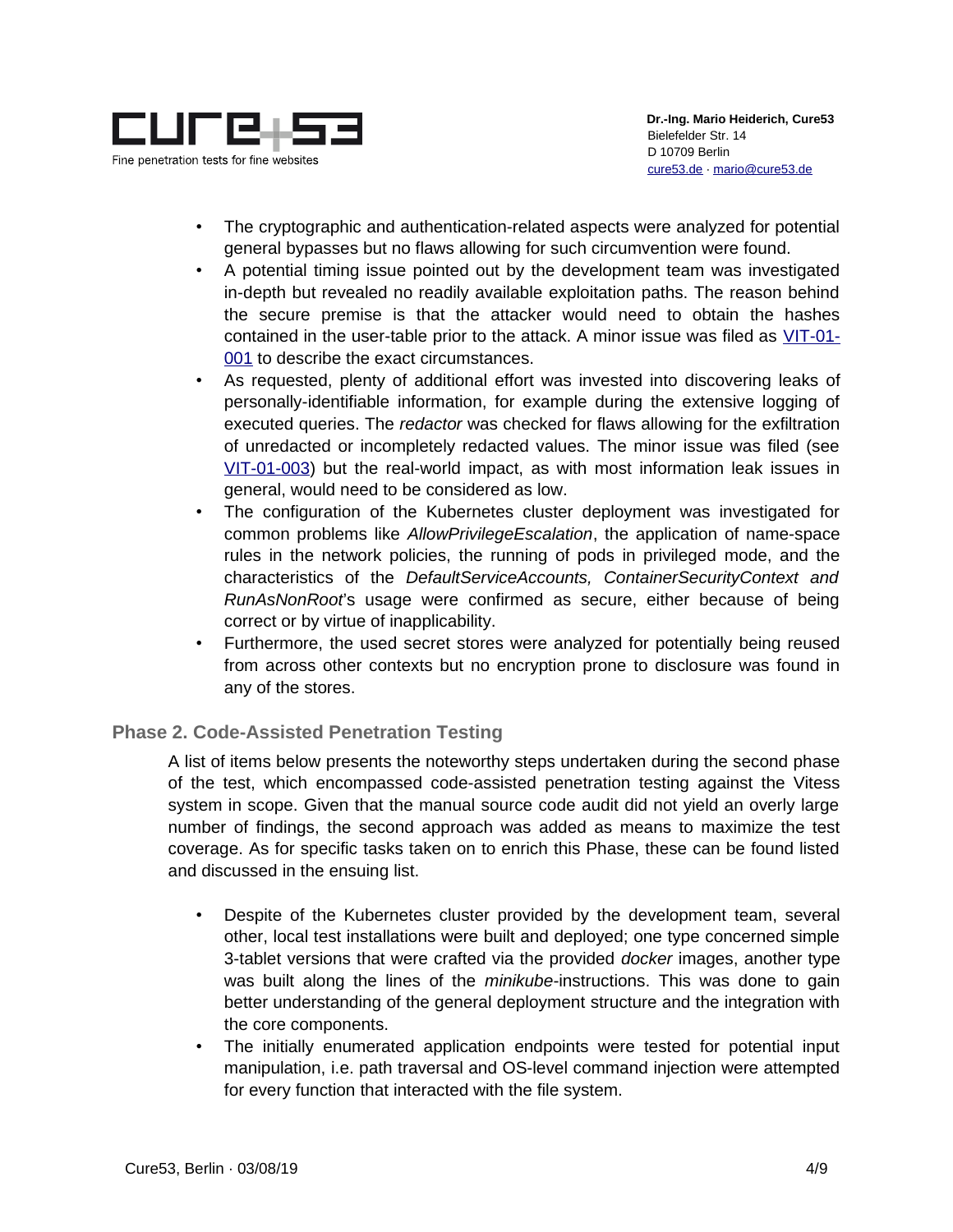- The cryptographic and authentication-related aspects were analyzed for potential general bypasses but no flaws allowing for such circumvention were found.
- A potential timing issue pointed out by the development team was investigated in-depth but revealed no readily available exploitation paths. The reason behind the secure premise is that the attacker would need to obtain the hashes contained in the user-table prior to the attack. A minor issue was filed as VIT-01-001 to describe the exact circumstances.
- As requested, plenty of additional effort was invested into discovering leaks of personally-identifiable information, for example during the extensive logging of executed queries. The *redactor* was checked for flaws allowing for the exfiltration of unredacted or incompletely redacted values. The minor issue was filed (see VIT-01-003) but the real-world impact, as with most information leak issues in general, would need to be considered as low.
- The configuration of the Kubernetes cluster deployment was investigated for common problems like *AllowPrivilegeEscalation*, the application of name-space rules in the network policies, the running of pods in privileged mode, and the characteristics of the *DefaultServiceAccounts, ContainerSecurityContext and RunAsNonRoot*'s usage were confirmed as secure, either because of being correct or by virtue of inapplicability.
- Furthermore, the used secret stores were analyzed for potentially being reused from across other contexts but no encryption prone to disclosure was found in any of the stores.

### Phase 2. Code-Assisted Penetration Testing

A list of items below presents the noteworthy steps undertaken during the second phase of the test, which encompassed code-assisted penetration testing against the Vitess system in scope. Given that the manual source code audit did not yield an overly large number of findings, the second approach was added as means to maximize the test coverage. As for specific tasks taken on to enrich this Phase, these can be found listed and discussed in the ensuing list.

- Despite of the Kubernetes cluster provided by the development team, several other, local test installations were built and deployed; one type concerned simple 3-tablet versions that were crafted via the provided *docker* images, another type was built along the lines of the *minikube*-instructions. This was done to gain better understanding of the general deployment structure and the integration with the core components.
- The initially enumerated application endpoints were tested for potential input manipulation, i.e. path traversal and OS-level command injection were attempted for every function that interacted with the file system.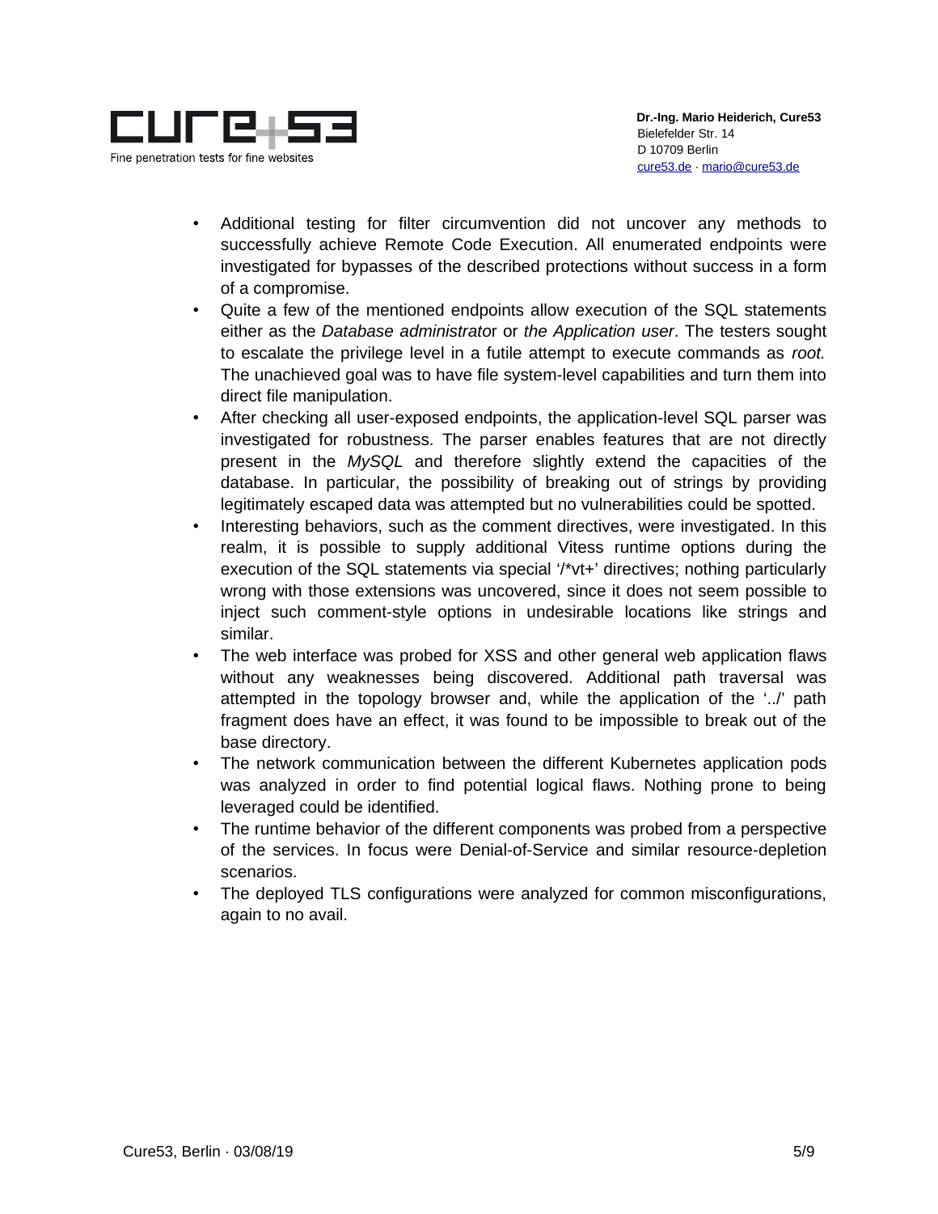- Additional testing for filter circumvention did not uncover any methods to successfully achieve Remote Code Execution. All enumerated endpoints were investigated for bypasses of the described protections without success in a form of a compromise.
- Quite a few of the mentioned endpoints allow execution of the SQL statements either as the *Database administrato*r or *the Application user*. The testers sought to escalate the privilege level in a futile attempt to execute commands as *root.* The unachieved goal was to have file system-level capabilities and turn them into direct file manipulation.
- After checking all user-exposed endpoints, the application-level SQL parser was investigated for robustness. The parser enables features that are not directly present in the *MySQL* and therefore slightly extend the capacities of the database. In particular, the possibility of breaking out of strings by providing legitimately escaped data was attempted but no vulnerabilities could be spotted.
- Interesting behaviors, such as the comment directives, were investigated. In this realm, it is possible to supply additional Vitess runtime options during the execution of the SQL statements via special '/*vt+' directives; nothing particularly wrong with those extensions was uncovered, since it does not seem possible to inject such comment-style options in undesirable locations like strings and similar.
- The web interface was probed for XSS and other general web application flaws without any weaknesses being discovered. Additional path traversal was attempted in the topology browser and, while the application of the '../' path fragment does have an effect, it was found to be impossible to break out of the base directory.
- The network communication between the different Kubernetes application pods was analyzed in order to find potential logical flaws. Nothing prone to being leveraged could be identified.
- The runtime behavior of the different components was probed from a perspective of the services. In focus were Denial-of-Service and similar resource-depletion scenarios.
- The deployed TLS configurations were analyzed for common misconfigurations, again to no avail.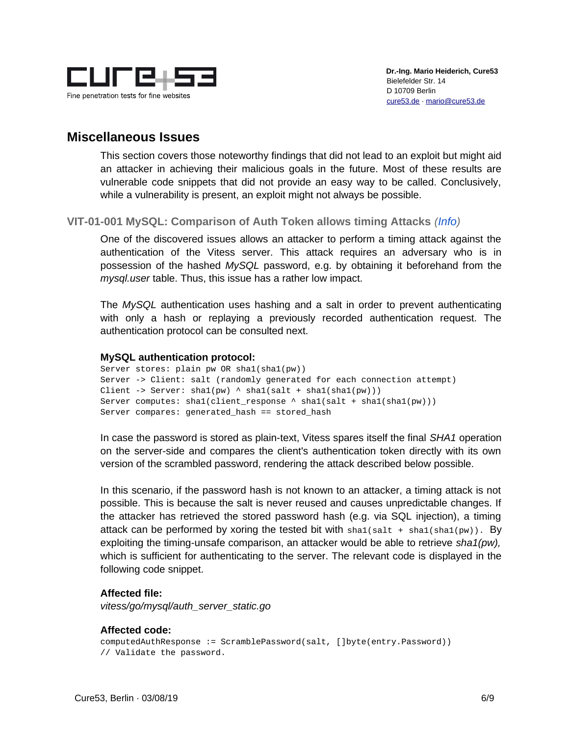## Miscellaneous Issues

This section covers those noteworthy findings that did not lead to an exploit but might aid an attacker in achieving their malicious goals in the future. Most of these results are vulnerable code snippets that did not provide an easy way to be called. Conclusively, while a vulnerability is present, an exploit might not always be possible.

### VIT-01-001 MySQL: Comparison of Auth Token allows timing Attacks *(Info)*

One of the discovered issues allows an attacker to perform a timing attack against the authentication of the Vitess server. This attack requires an adversary who is in possession of the hashed *MySQL* password, e.g. by obtaining it beforehand from the *mysql.user* table. Thus, this issue has a rather low impact.

The *MySQL* authentication uses hashing and a salt in order to prevent authenticating with only a hash or replaying a previously recorded authentication request. The authentication protocol can be consulted next.

**MySQL authentication protocol:**

```
Server stores: plain pw OR sha1(sha1(pw))
Server -> Client: salt (randomly generated for each connection attempt)
Client -> Server: sha1(pw) ^ sha1(salt + sha1(sha1(pw)))
Server computes: sha1(client_response ^ sha1(salt + sha1(sha1(pw)))
Server compares: generated_hash == stored_hash
```

In case the password is stored as plain-text, Vitess spares itself the final *SHA1* operation on the server-side and compares the client's authentication token directly with its own version of the scrambled password, rendering the attack described below possible.

In this scenario, if the password hash is not known to an attacker, a timing attack is not possible. This is because the salt is never reused and causes unpredictable changes. If the attacker has retrieved the stored password hash (e.g. via SQL injection), a timing attack can be performed by xoring the tested bit with `sha1(salt + sha1(sha1(pw))`. By exploiting the timing-unsafe comparison, an attacker would be able to retrieve *sha1(pw),* which is sufficient for authenticating to the server. The relevant code is displayed in the following code snippet.

**Affected file:**

*vitess/go/mysql/auth_server_static.go*

**Affected code:**

```
computedAuthResponse := ScramblePassword(salt, []byte(entry.Password))
// Validate the password.
```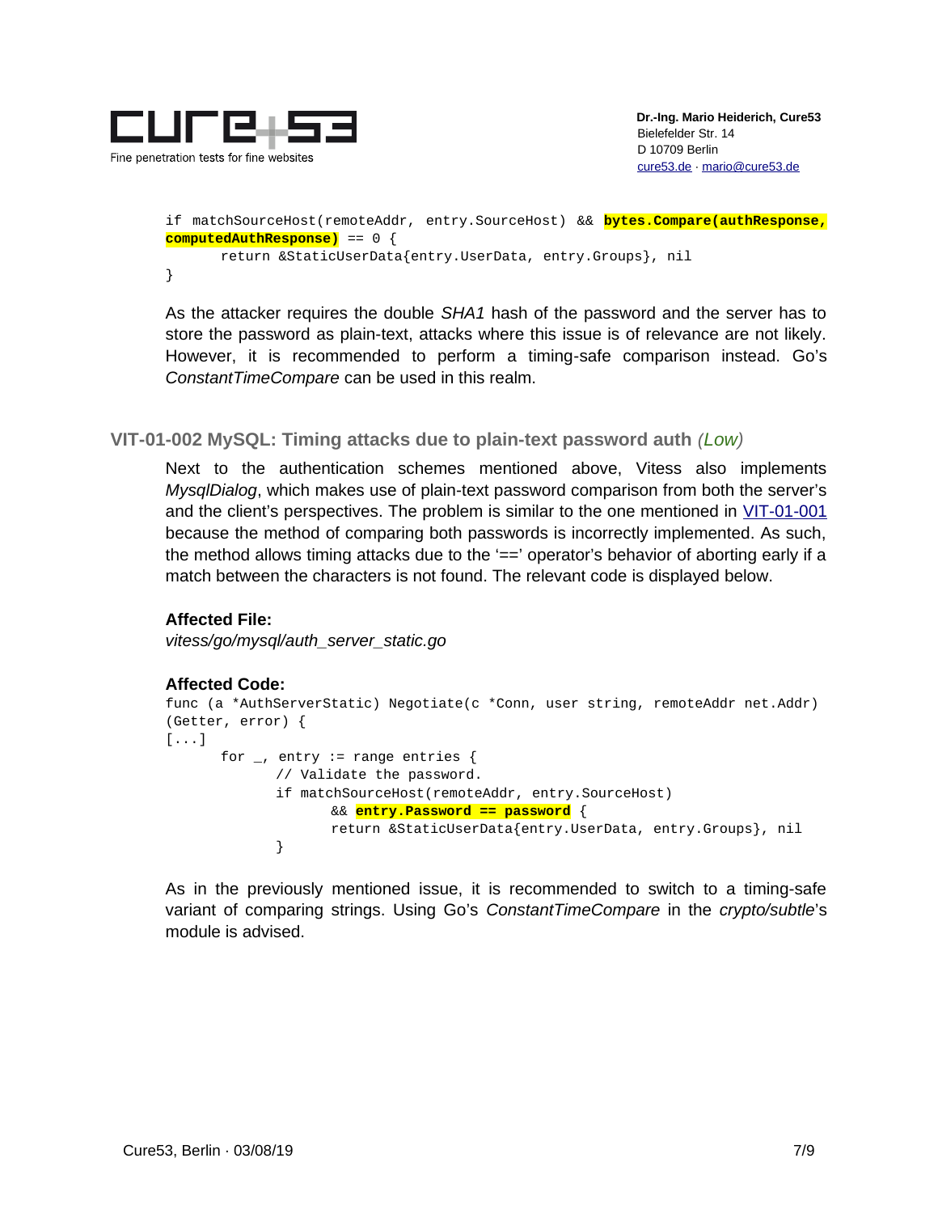```
if matchSourceHost(remoteAddr, entry.SourceHost) && bytes.Compare(authResponse,
computedAuthResponse) == 0 {
       return &StaticUserData{entry.UserData, entry.Groups}, nil
}
```

As the attacker requires the double *SHA1* hash of the password and the server has to store the password as plain-text, attacks where this issue is of relevance are not likely. However, it is recommended to perform a timing-safe comparison instead. Go's *ConstantTimeCompare* can be used in this realm.

### VIT-01-002 MySQL: Timing attacks due to plain-text password auth *(Low)*

Next to the authentication schemes mentioned above, Vitess also implements *MysqlDialog*, which makes use of plain-text password comparison from both the server's and the client's perspectives. The problem is similar to the one mentioned in VIT-01-001 because the method of comparing both passwords is incorrectly implemented. As such, the method allows timing attacks due to the '==' operator's behavior of aborting early if a match between the characters is not found. The relevant code is displayed below.

**Affected File:**
*vitess/go/mysql/auth_server_static.go*

**Affected Code:**
```
func (a *AuthServerStatic) Negotiate(c *Conn, user string, remoteAddr net.Addr)
(Getter, error) {
[...]
       for _, entry := range entries {
              // Validate the password.
              if matchSourceHost(remoteAddr, entry.SourceHost)
                     && entry.Password == password {
                     return &StaticUserData{entry.UserData, entry.Groups}, nil
              }
```

As in the previously mentioned issue, it is recommended to switch to a timing-safe variant of comparing strings. Using Go's *ConstantTimeCompare* in the *crypto/subtle*'s module is advised.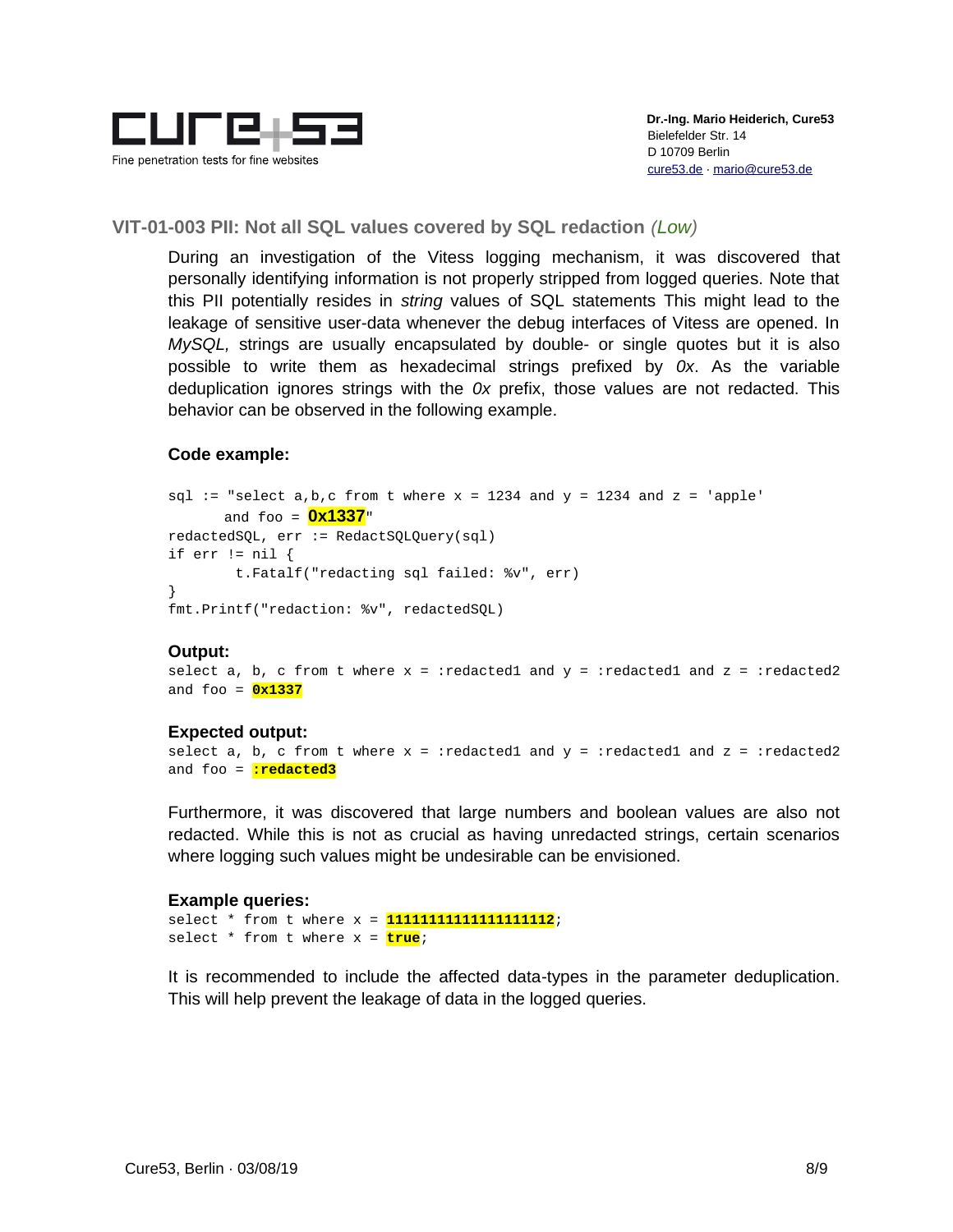### VIT-01-003 PII: Not all SQL values covered by SQL redaction *(Low)*

During an investigation of the Vitess logging mechanism, it was discovered that personally identifying information is not properly stripped from logged queries. Note that this PII potentially resides in *string* values of SQL statements This might lead to the leakage of sensitive user-data whenever the debug interfaces of Vitess are opened. In *MySQL,* strings are usually encapsulated by double- or single quotes but it is also possible to write them as hexadecimal strings prefixed by *0x*. As the variable deduplication ignores strings with the *0x* prefix, those values are not redacted. This behavior can be observed in the following example.

**Code example:**

```
sql := "select a,b,c from t where x = 1234 and y = 1234 and z = 'apple'
      and foo = 0x1337"
redactedSQL, err := RedactSQLQuery(sql)
if err != nil {
        t.Fatalf("redacting sql failed: %v", err)
}
fmt.Printf("redaction: %v", redactedSQL)
```

**Output:**

```
select a, b, c from t where x = :redacted1 and y = :redacted1 and z = :redacted2
and foo = 0x1337
```

**Expected output:**

```
select a, b, c from t where x = :redacted1 and y = :redacted1 and z = :redacted2
and foo = :redacted3
```

Furthermore, it was discovered that large numbers and boolean values are also not redacted. While this is not as crucial as having unredacted strings, certain scenarios where logging such values might be undesirable can be envisioned.

**Example queries:**

```
select * from t where x = 11111111111111111112;
select * from t where x = true;
```

It is recommended to include the affected data-types in the parameter deduplication. This will help prevent the leakage of data in the logged queries.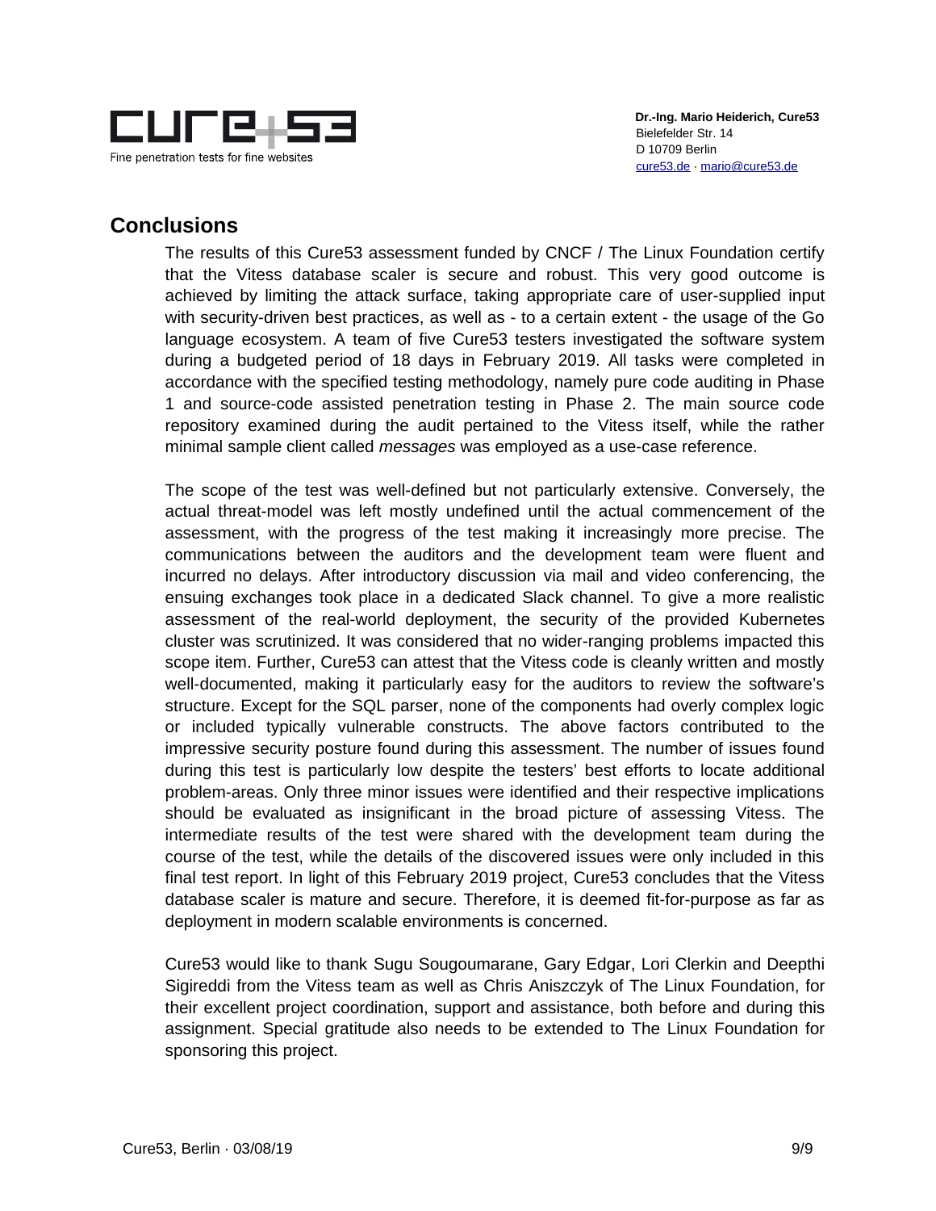## Conclusions

The results of this Cure53 assessment funded by CNCF / The Linux Foundation certify that the Vitess database scaler is secure and robust. This very good outcome is achieved by limiting the attack surface, taking appropriate care of user-supplied input with security-driven best practices, as well as - to a certain extent - the usage of the Go language ecosystem. A team of five Cure53 testers investigated the software system during a budgeted period of 18 days in February 2019. All tasks were completed in accordance with the specified testing methodology, namely pure code auditing in Phase 1 and source-code assisted penetration testing in Phase 2. The main source code repository examined during the audit pertained to the Vitess itself, while the rather minimal sample client called *messages* was employed as a use-case reference.

The scope of the test was well-defined but not particularly extensive. Conversely, the actual threat-model was left mostly undefined until the actual commencement of the assessment, with the progress of the test making it increasingly more precise. The communications between the auditors and the development team were fluent and incurred no delays. After introductory discussion via mail and video conferencing, the ensuing exchanges took place in a dedicated Slack channel. To give a more realistic assessment of the real-world deployment, the security of the provided Kubernetes cluster was scrutinized. It was considered that no wider-ranging problems impacted this scope item. Further, Cure53 can attest that the Vitess code is cleanly written and mostly well-documented, making it particularly easy for the auditors to review the software's structure. Except for the SQL parser, none of the components had overly complex logic or included typically vulnerable constructs. The above factors contributed to the impressive security posture found during this assessment. The number of issues found during this test is particularly low despite the testers' best efforts to locate additional problem-areas. Only three minor issues were identified and their respective implications should be evaluated as insignificant in the broad picture of assessing Vitess. The intermediate results of the test were shared with the development team during the course of the test, while the details of the discovered issues were only included in this final test report. In light of this February 2019 project, Cure53 concludes that the Vitess database scaler is mature and secure. Therefore, it is deemed fit-for-purpose as far as deployment in modern scalable environments is concerned.

Cure53 would like to thank Sugu Sougoumarane, Gary Edgar, Lori Clerkin and Deepthi Sigireddi from the Vitess team as well as Chris Aniszczyk of The Linux Foundation, for their excellent project coordination, support and assistance, both before and during this assignment. Special gratitude also needs to be extended to The Linux Foundation for sponsoring this project.